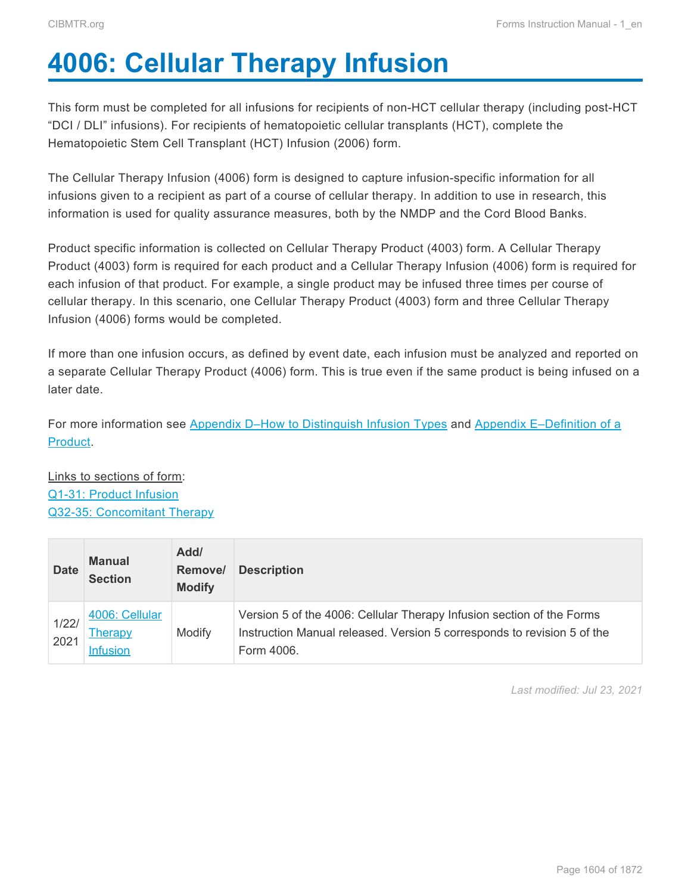# 4006: Cellular Therapy Infusion

This form must be completed for all infusions for recipients of non-HCT cellular therapy (including post-HCT "DCI / DLI" infusions). For recipients of hematopoietic cellular transplants (HCT), complete the Hematopoietic Stem Cell Transplant (HCT) Infusion (2006) form.

The Cellular Therapy Infusion (4006) form is designed to capture infusion-specific information for all infusions given to a recipient as part of a course of cellular therapy. In addition to use in research, this information is used for quality assurance measures, both by the NMDP and the Cord Blood Banks.

Product specific information is collected on Cellular Therapy Product (4003) form. A Cellular Therapy Product (4003) form is required for each product and a Cellular Therapy Infusion (4006) form is required for each infusion of that product. For example, a single product may be infused three times per course of cellular therapy. In this scenario, one Cellular Therapy Product (4003) form and three Cellular Therapy Infusion (4006) forms would be completed.

If more than one infusion occurs, as defined by event date, each infusion must be analyzed and reported on a separate Cellular Therapy Product (4006) form. This is true even if the same product is being infused on a later date.

For more information see Appendix D–How to Distinguish Infusion Types and Appendix E–Definition of a Product.

Links to sections of form:
Q1-31: Product Infusion
Q32-35: Concomitant Therapy

| Date | Manual Section | Add/ Remove/ Modify | Description |
|---|---|---|---|
| 1/22/2021 | 4006: Cellular Therapy Infusion | Modify | Version 5 of the 4006: Cellular Therapy Infusion section of the Forms Instruction Manual released. Version 5 corresponds to revision 5 of the Form 4006. |

*Last modified: Jul 23, 2021*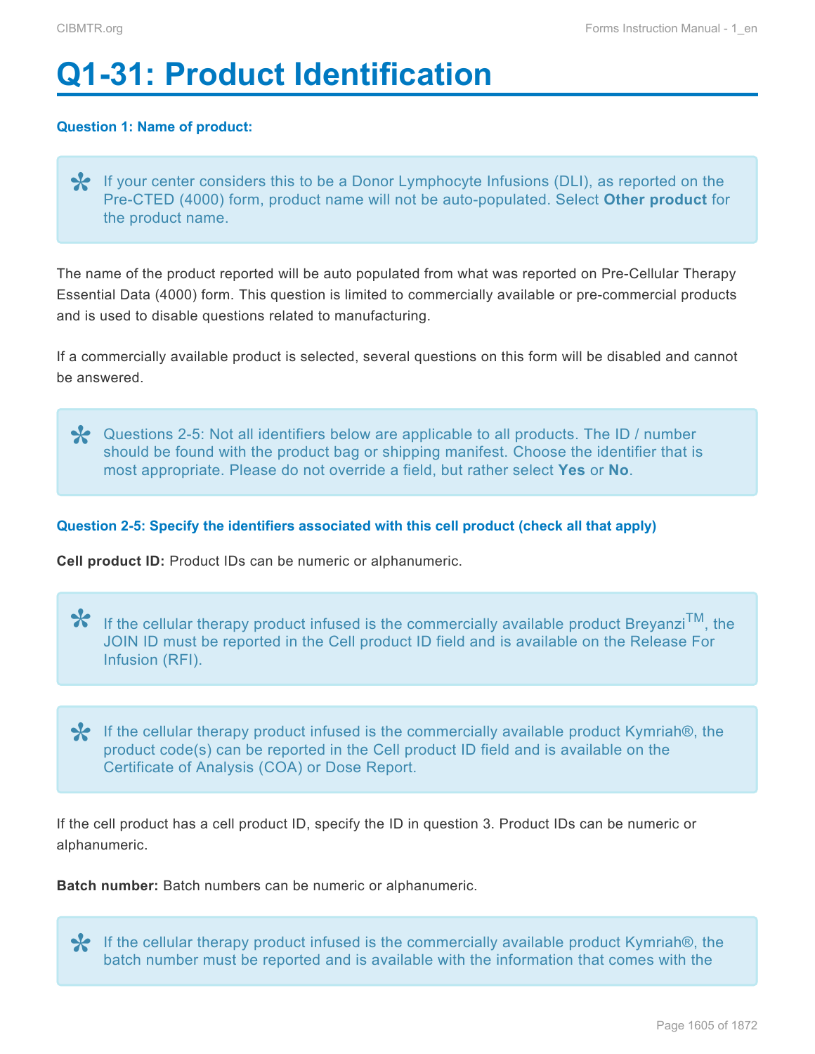# Q1-31: Product Identification

**Question 1: Name of product:**

> ✻ If your center considers this to be a Donor Lymphocyte Infusions (DLI), as reported on the Pre-CTED (4000) form, product name will not be auto-populated. Select **Other product** for the product name.

The name of the product reported will be auto populated from what was reported on Pre-Cellular Therapy Essential Data (4000) form. This question is limited to commercially available or pre-commercial products and is used to disable questions related to manufacturing.

If a commercially available product is selected, several questions on this form will be disabled and cannot be answered.

> ✻ Questions 2-5: Not all identifiers below are applicable to all products. The ID / number should be found with the product bag or shipping manifest. Choose the identifier that is most appropriate. Please do not override a field, but rather select **Yes** or **No**.

**Question 2-5: Specify the identifiers associated with this cell product (check all that apply)**

**Cell product ID:** Product IDs can be numeric or alphanumeric.

> ✻ If the cellular therapy product infused is the commercially available product Breyanzi™, the JOIN ID must be reported in the Cell product ID field and is available on the Release For Infusion (RFI).

> ✻ If the cellular therapy product infused is the commercially available product Kymriah®, the product code(s) can be reported in the Cell product ID field and is available on the Certificate of Analysis (COA) or Dose Report.

If the cell product has a cell product ID, specify the ID in question 3. Product IDs can be numeric or alphanumeric.

**Batch number:** Batch numbers can be numeric or alphanumeric.

> ✻ If the cellular therapy product infused is the commercially available product Kymriah®, the batch number must be reported and is available with the information that comes with the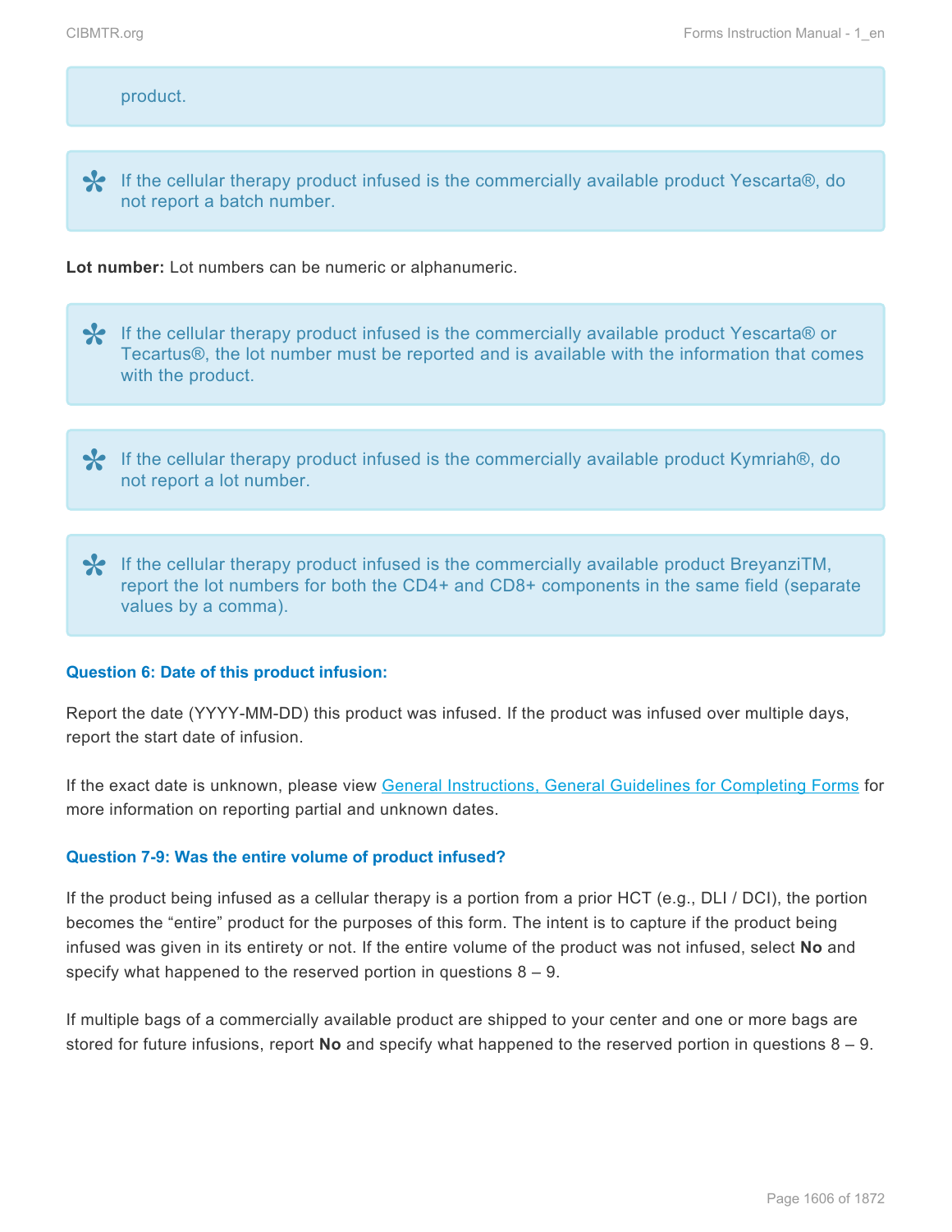product.

> ✻ If the cellular therapy product infused is the commercially available product Yescarta®, do not report a batch number.

**Lot number:** Lot numbers can be numeric or alphanumeric.

> ✻ If the cellular therapy product infused is the commercially available product Yescarta® or Tecartus®, the lot number must be reported and is available with the information that comes with the product.

> ✻ If the cellular therapy product infused is the commercially available product Kymriah®, do not report a lot number.

> ✻ If the cellular therapy product infused is the commercially available product BreyanziTM, report the lot numbers for both the CD4+ and CD8+ components in the same field (separate values by a comma).

#### Question 6: Date of this product infusion:

Report the date (YYYY-MM-DD) this product was infused. If the product was infused over multiple days, report the start date of infusion.

If the exact date is unknown, please view [General Instructions, General Guidelines for Completing Forms]() for more information on reporting partial and unknown dates.

#### Question 7-9: Was the entire volume of product infused?

If the product being infused as a cellular therapy is a portion from a prior HCT (e.g., DLI / DCI), the portion becomes the "entire" product for the purposes of this form. The intent is to capture if the product being infused was given in its entirety or not. If the entire volume of the product was not infused, select **No** and specify what happened to the reserved portion in questions 8 – 9.

If multiple bags of a commercially available product are shipped to your center and one or more bags are stored for future infusions, report **No** and specify what happened to the reserved portion in questions 8 – 9.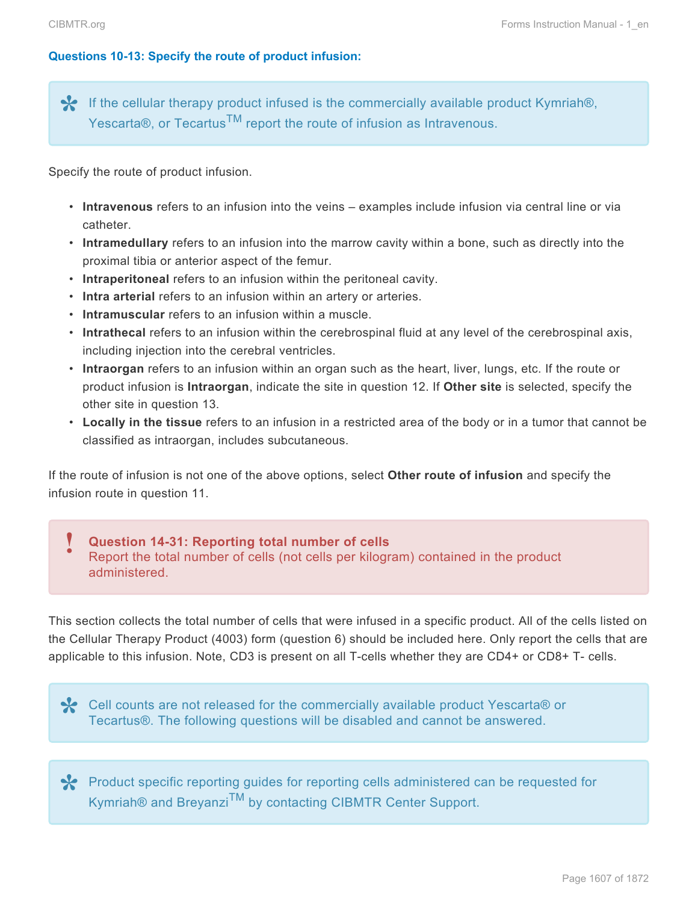### Questions 10-13: Specify the route of product infusion:

> If the cellular therapy product infused is the commercially available product Kymriah®, Yescarta®, or Tecartus™ report the route of infusion as Intravenous.

Specify the route of product infusion.

- **Intravenous** refers to an infusion into the veins – examples include infusion via central line or via catheter.
- **Intramedullary** refers to an infusion into the marrow cavity within a bone, such as directly into the proximal tibia or anterior aspect of the femur.
- **Intraperitoneal** refers to an infusion within the peritoneal cavity.
- **Intra arterial** refers to an infusion within an artery or arteries.
- **Intramuscular** refers to an infusion within a muscle.
- **Intrathecal** refers to an infusion within the cerebrospinal fluid at any level of the cerebrospinal axis, including injection into the cerebral ventricles.
- **Intraorgan** refers to an infusion within an organ such as the heart, liver, lungs, etc. If the route or product infusion is **Intraorgan**, indicate the site in question 12. If **Other site** is selected, specify the other site in question 13.
- **Locally in the tissue** refers to an infusion in a restricted area of the body or in a tumor that cannot be classified as intraorgan, includes subcutaneous.

If the route of infusion is not one of the above options, select **Other route of infusion** and specify the infusion route in question 11.

> **Question 14-31: Reporting total number of cells**
> Report the total number of cells (not cells per kilogram) contained in the product administered.

This section collects the total number of cells that were infused in a specific product. All of the cells listed on the Cellular Therapy Product (4003) form (question 6) should be included here. Only report the cells that are applicable to this infusion. Note, CD3 is present on all T-cells whether they are CD4+ or CD8+ T- cells.

> Cell counts are not released for the commercially available product Yescarta® or Tecartus®. The following questions will be disabled and cannot be answered.

> Product specific reporting guides for reporting cells administered can be requested for Kymriah® and Breyanzi™ by contacting CIBMTR Center Support.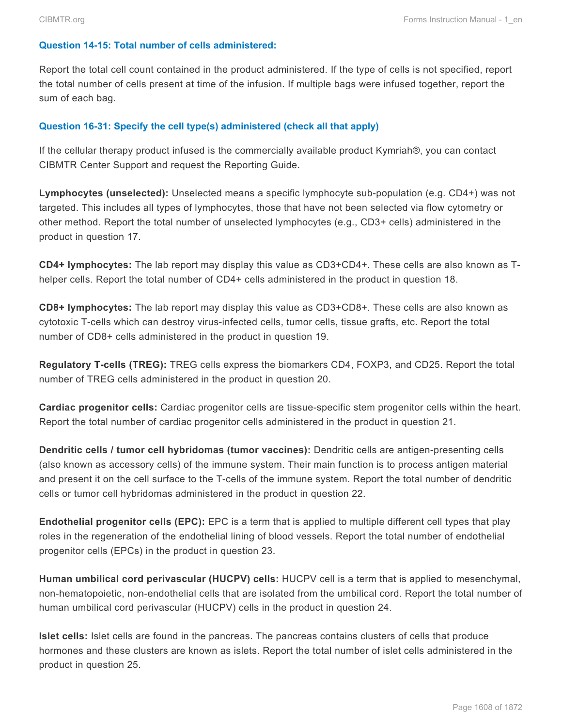### Question 14-15: Total number of cells administered:

Report the total cell count contained in the product administered. If the type of cells is not specified, report the total number of cells present at time of the infusion. If multiple bags were infused together, report the sum of each bag.

### Question 16-31: Specify the cell type(s) administered (check all that apply)

If the cellular therapy product infused is the commercially available product Kymriah®, you can contact CIBMTR Center Support and request the Reporting Guide.

**Lymphocytes (unselected):** Unselected means a specific lymphocyte sub-population (e.g. CD4+) was not targeted. This includes all types of lymphocytes, those that have not been selected via flow cytometry or other method. Report the total number of unselected lymphocytes (e.g., CD3+ cells) administered in the product in question 17.

**CD4+ lymphocytes:** The lab report may display this value as CD3+CD4+. These cells are also known as T-helper cells. Report the total number of CD4+ cells administered in the product in question 18.

**CD8+ lymphocytes:** The lab report may display this value as CD3+CD8+. These cells are also known as cytotoxic T-cells which can destroy virus-infected cells, tumor cells, tissue grafts, etc. Report the total number of CD8+ cells administered in the product in question 19.

**Regulatory T-cells (TREG):** TREG cells express the biomarkers CD4, FOXP3, and CD25. Report the total number of TREG cells administered in the product in question 20.

**Cardiac progenitor cells:** Cardiac progenitor cells are tissue-specific stem progenitor cells within the heart. Report the total number of cardiac progenitor cells administered in the product in question 21.

**Dendritic cells / tumor cell hybridomas (tumor vaccines):** Dendritic cells are antigen-presenting cells (also known as accessory cells) of the immune system. Their main function is to process antigen material and present it on the cell surface to the T-cells of the immune system. Report the total number of dendritic cells or tumor cell hybridomas administered in the product in question 22.

**Endothelial progenitor cells (EPC):** EPC is a term that is applied to multiple different cell types that play roles in the regeneration of the endothelial lining of blood vessels. Report the total number of endothelial progenitor cells (EPCs) in the product in question 23.

**Human umbilical cord perivascular (HUCPV) cells:** HUCPV cell is a term that is applied to mesenchymal, non-hematopoietic, non-endothelial cells that are isolated from the umbilical cord. Report the total number of human umbilical cord perivascular (HUCPV) cells in the product in question 24.

**Islet cells:** Islet cells are found in the pancreas. The pancreas contains clusters of cells that produce hormones and these clusters are known as islets. Report the total number of islet cells administered in the product in question 25.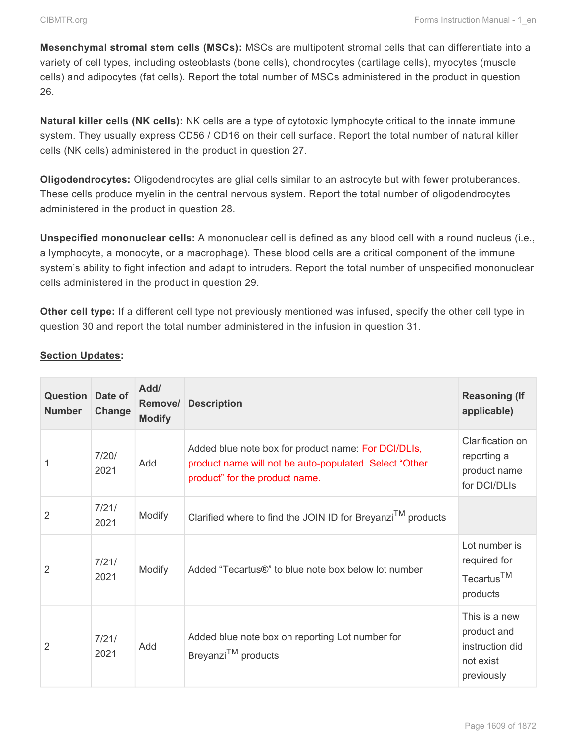**Mesenchymal stromal stem cells (MSCs):** MSCs are multipotent stromal cells that can differentiate into a variety of cell types, including osteoblasts (bone cells), chondrocytes (cartilage cells), myocytes (muscle cells) and adipocytes (fat cells). Report the total number of MSCs administered in the product in question 26.

**Natural killer cells (NK cells):** NK cells are a type of cytotoxic lymphocyte critical to the innate immune system. They usually express CD56 / CD16 on their cell surface. Report the total number of natural killer cells (NK cells) administered in the product in question 27.

**Oligodendrocytes:** Oligodendrocytes are glial cells similar to an astrocyte but with fewer protuberances. These cells produce myelin in the central nervous system. Report the total number of oligodendrocytes administered in the product in question 28.

**Unspecified mononuclear cells:** A mononuclear cell is defined as any blood cell with a round nucleus (i.e., a lymphocyte, a monocyte, or a macrophage). These blood cells are a critical component of the immune system's ability to fight infection and adapt to intruders. Report the total number of unspecified mononuclear cells administered in the product in question 29.

**Other cell type:** If a different cell type not previously mentioned was infused, specify the other cell type in question 30 and report the total number administered in the infusion in question 31.

**Section Updates:**

| Question Number | Date of Change | Add/ Remove/ Modify | Description | Reasoning (If applicable) |
|---|---|---|---|---|
| 1 | 7/20/2021 | Add | Added blue note box for product name: For DCI/DLIs, product name will not be auto-populated. Select "Other product" for the product name. | Clarification on reporting a product name for DCI/DLIs |
| 2 | 7/21/2021 | Modify | Clarified where to find the JOIN ID for Breyanzi™ products | |
| 2 | 7/21/2021 | Modify | Added "Tecartus®" to blue note box below lot number | Lot number is required for Tecartus™ products |
| 2 | 7/21/2021 | Add | Added blue note box on reporting Lot number for Breyanzi™ products | This is a new product and instruction did not exist previously |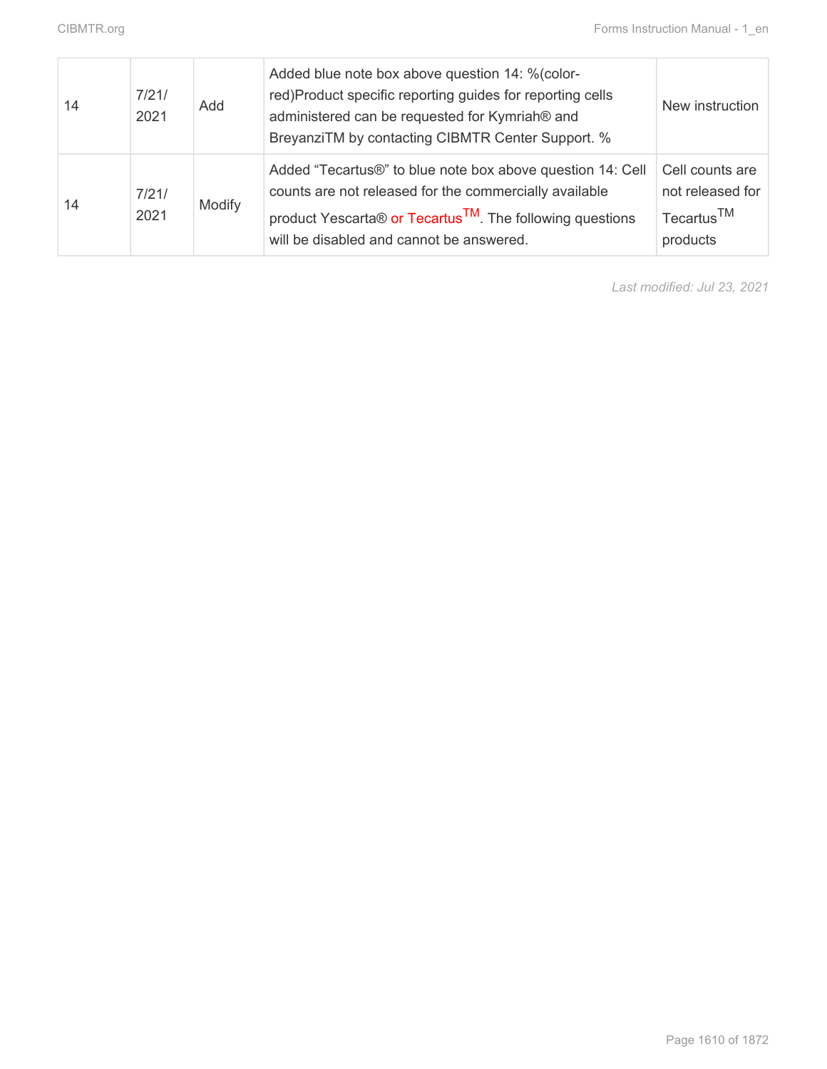| 14 | 7/21/2021 | Add | Added blue note box above question 14: %(color-red)Product specific reporting guides for reporting cells administered can be requested for Kymriah® and BreyanziTM by contacting CIBMTR Center Support. % | New instruction |
|---|---|---|---|---|
| 14 | 7/21/2021 | Modify | Added “Tecartus®” to blue note box above question 14: Cell counts are not released for the commercially available product Yescarta® or Tecartus™. The following questions will be disabled and cannot be answered. | Cell counts are not released for Tecartus™ products |

*Last modified: Jul 23, 2021*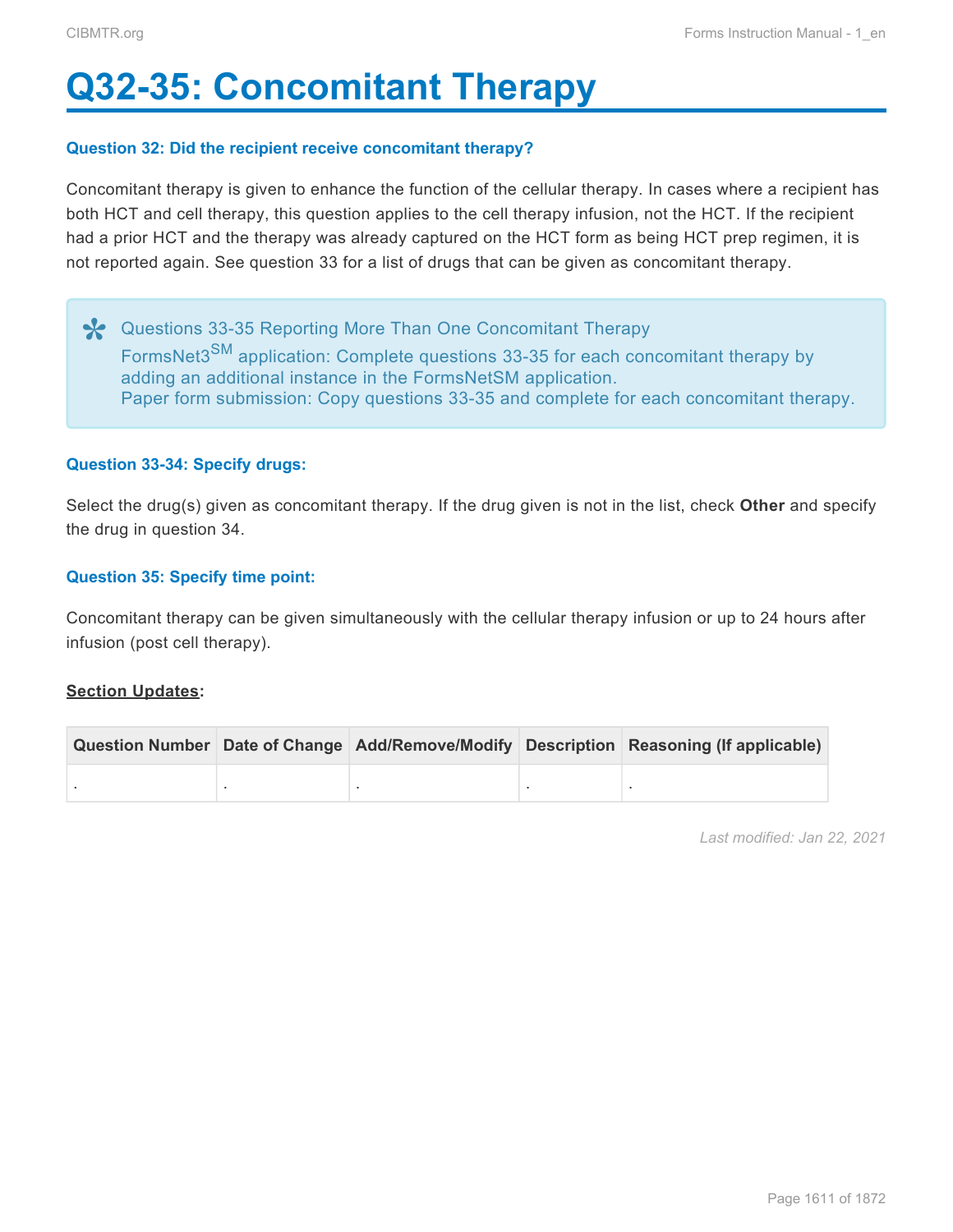# Q32-35: Concomitant Therapy

### Question 32: Did the recipient receive concomitant therapy?

Concomitant therapy is given to enhance the function of the cellular therapy. In cases where a recipient has both HCT and cell therapy, this question applies to the cell therapy infusion, not the HCT. If the recipient had a prior HCT and the therapy was already captured on the HCT form as being HCT prep regimen, it is not reported again. See question 33 for a list of drugs that can be given as concomitant therapy.

> Questions 33-35 Reporting More Than One Concomitant Therapy
> FormsNet3[SM] application: Complete questions 33-35 for each concomitant therapy by adding an additional instance in the FormsNetSM application.
> Paper form submission: Copy questions 33-35 and complete for each concomitant therapy.

### Question 33-34: Specify drugs:

Select the drug(s) given as concomitant therapy. If the drug given is not in the list, check **Other** and specify the drug in question 34.

### Question 35: Specify time point:

Concomitant therapy can be given simultaneously with the cellular therapy infusion or up to 24 hours after infusion (post cell therapy).

**Section Updates**:

| Question Number | Date of Change | Add/Remove/Modify | Description | Reasoning (If applicable) |
|---|---|---|---|---|
| . | . | . | . | . |

*Last modified: Jan 22, 2021*